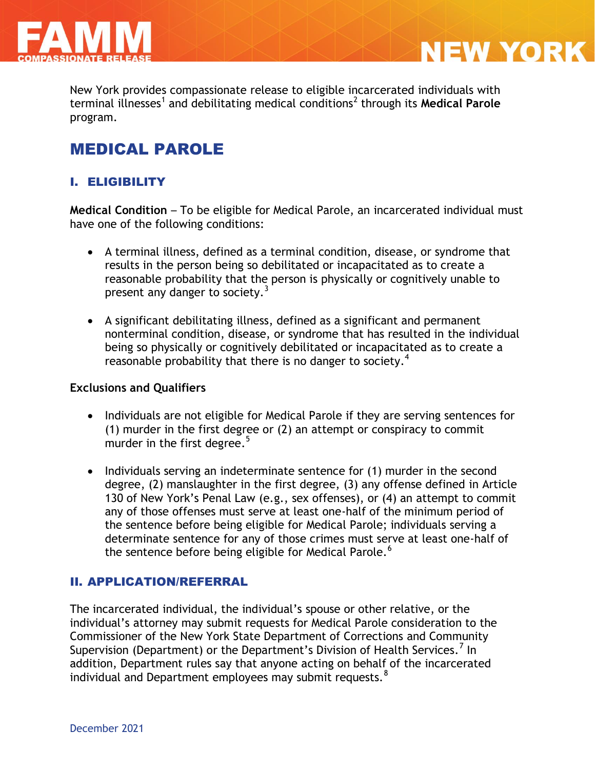# FAMM COMPASSIONATE RELEASE — NEW YORK

New York provides compassionate release to eligible incarcerated individuals with terminal illnesses[1] and debilitating medical conditions[2] through its **Medical Parole** program.

## MEDICAL PAROLE

### I. ELIGIBILITY

**Medical Condition** – To be eligible for Medical Parole, an incarcerated individual must have one of the following conditions:

- A terminal illness, defined as a terminal condition, disease, or syndrome that results in the person being so debilitated or incapacitated as to create a reasonable probability that the person is physically or cognitively unable to present any danger to society.[3]

- A significant debilitating illness, defined as a significant and permanent nonterminal condition, disease, or syndrome that has resulted in the individual being so physically or cognitively debilitated or incapacitated as to create a reasonable probability that there is no danger to society.[4]

**Exclusions and Qualifiers**

- Individuals are not eligible for Medical Parole if they are serving sentences for (1) murder in the first degree or (2) an attempt or conspiracy to commit murder in the first degree.[5]

- Individuals serving an indeterminate sentence for (1) murder in the second degree, (2) manslaughter in the first degree, (3) any offense defined in Article 130 of New York's Penal Law (e.g., sex offenses), or (4) an attempt to commit any of those offenses must serve at least one-half of the minimum period of the sentence before being eligible for Medical Parole; individuals serving a determinate sentence for any of those crimes must serve at least one-half of the sentence before being eligible for Medical Parole.[6]

### II. APPLICATION/REFERRAL

The incarcerated individual, the individual's spouse or other relative, or the individual's attorney may submit requests for Medical Parole consideration to the Commissioner of the New York State Department of Corrections and Community Supervision (Department) or the Department's Division of Health Services.[7] In addition, Department rules say that anyone acting on behalf of the incarcerated individual and Department employees may submit requests.[8]

December 2021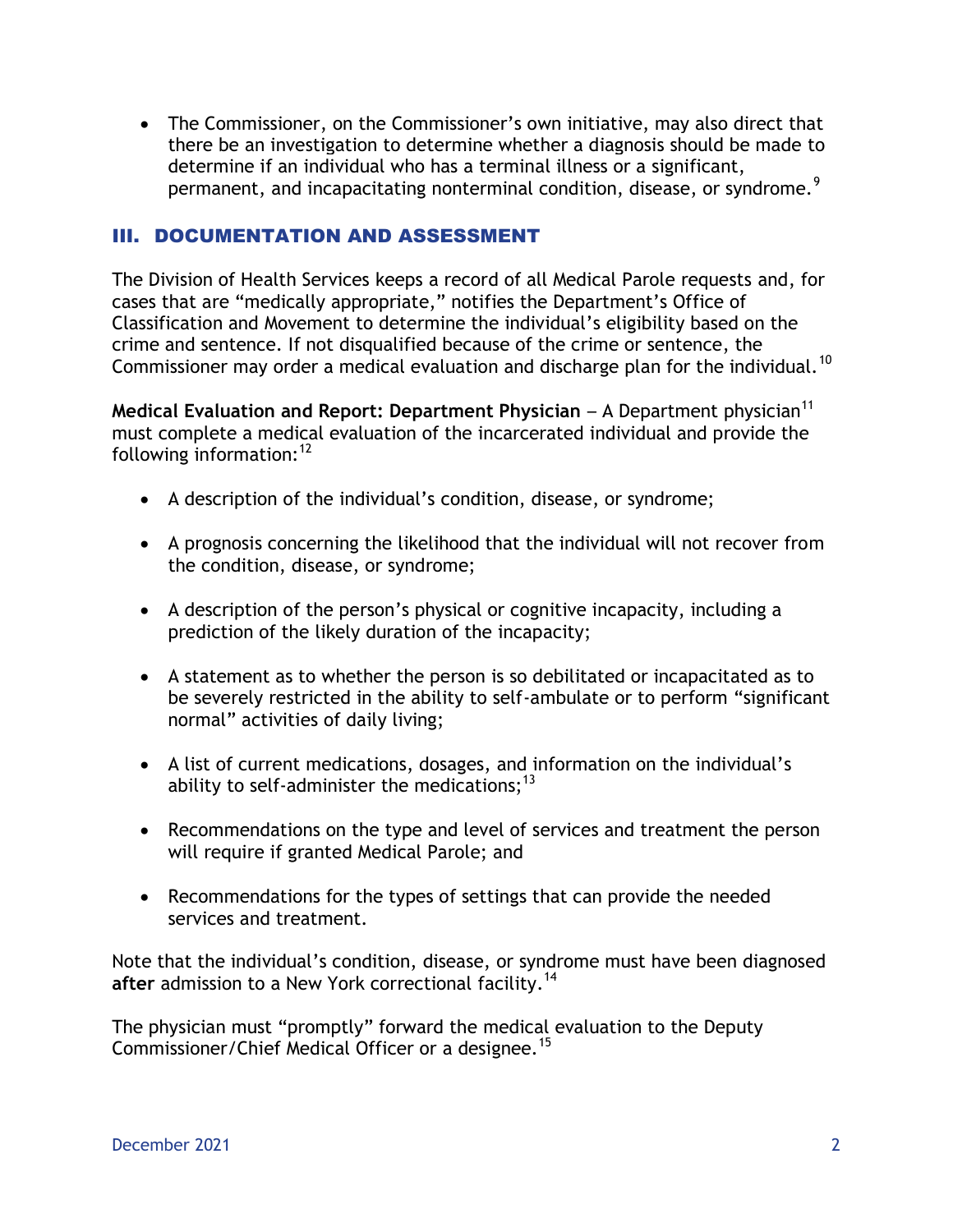- The Commissioner, on the Commissioner's own initiative, may also direct that there be an investigation to determine whether a diagnosis should be made to determine if an individual who has a terminal illness or a significant, permanent, and incapacitating nonterminal condition, disease, or syndrome.[9]

## III. DOCUMENTATION AND ASSESSMENT

The Division of Health Services keeps a record of all Medical Parole requests and, for cases that are "medically appropriate," notifies the Department's Office of Classification and Movement to determine the individual's eligibility based on the crime and sentence. If not disqualified because of the crime or sentence, the Commissioner may order a medical evaluation and discharge plan for the individual.[10]

**Medical Evaluation and Report: Department Physician** – A Department physician[11] must complete a medical evaluation of the incarcerated individual and provide the following information:[12]

- A description of the individual's condition, disease, or syndrome;
- A prognosis concerning the likelihood that the individual will not recover from the condition, disease, or syndrome;
- A description of the person's physical or cognitive incapacity, including a prediction of the likely duration of the incapacity;
- A statement as to whether the person is so debilitated or incapacitated as to be severely restricted in the ability to self-ambulate or to perform "significant normal" activities of daily living;
- A list of current medications, dosages, and information on the individual's ability to self-administer the medications;[13]
- Recommendations on the type and level of services and treatment the person will require if granted Medical Parole; and
- Recommendations for the types of settings that can provide the needed services and treatment.

Note that the individual's condition, disease, or syndrome must have been diagnosed **after** admission to a New York correctional facility.[14]

The physician must "promptly" forward the medical evaluation to the Deputy Commissioner/Chief Medical Officer or a designee.[15]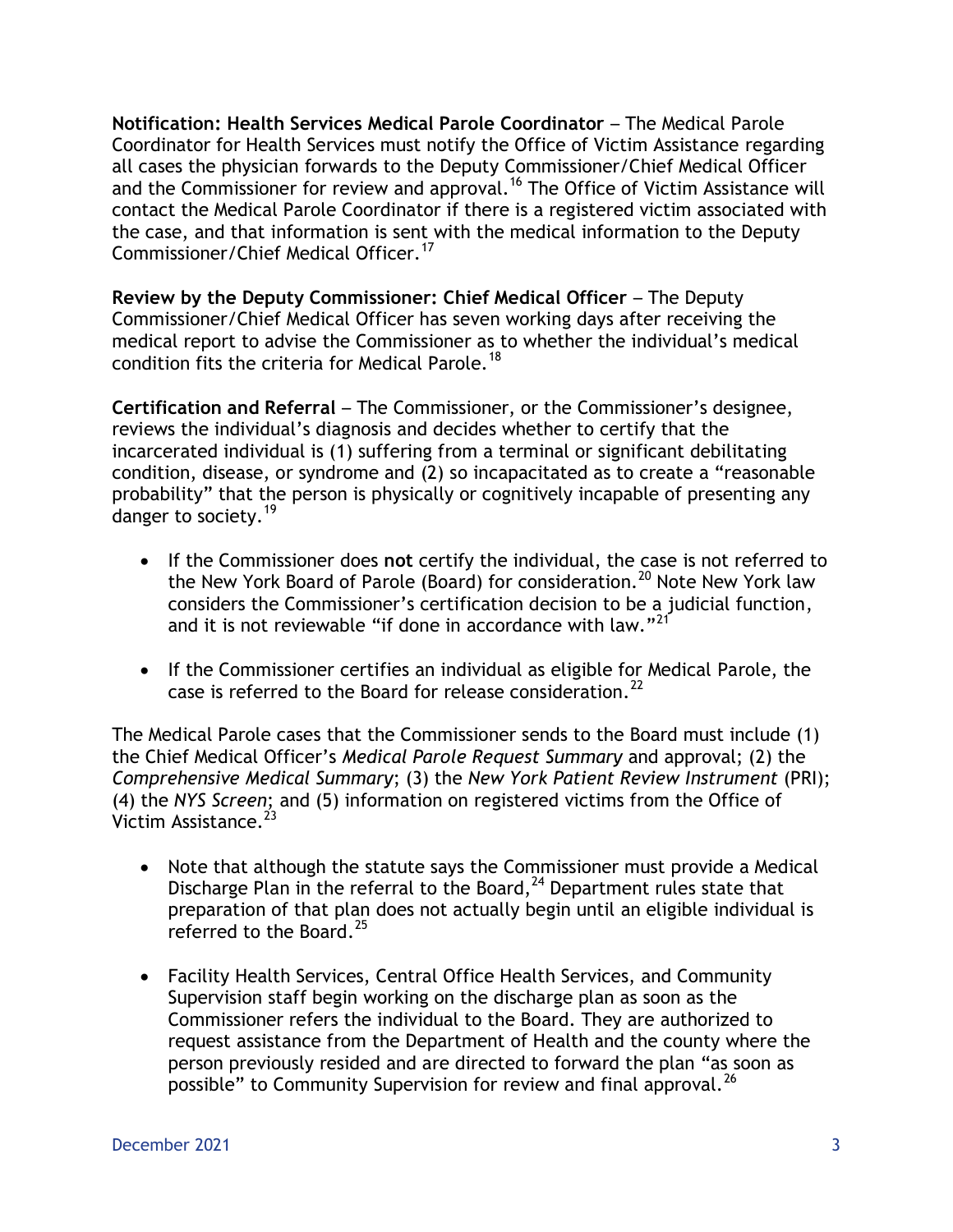**Notification: Health Services Medical Parole Coordinator** – The Medical Parole Coordinator for Health Services must notify the Office of Victim Assistance regarding all cases the physician forwards to the Deputy Commissioner/Chief Medical Officer and the Commissioner for review and approval.[16] The Office of Victim Assistance will contact the Medical Parole Coordinator if there is a registered victim associated with the case, and that information is sent with the medical information to the Deputy Commissioner/Chief Medical Officer.[17]

**Review by the Deputy Commissioner: Chief Medical Officer** – The Deputy Commissioner/Chief Medical Officer has seven working days after receiving the medical report to advise the Commissioner as to whether the individual's medical condition fits the criteria for Medical Parole.[18]

**Certification and Referral** – The Commissioner, or the Commissioner's designee, reviews the individual's diagnosis and decides whether to certify that the incarcerated individual is (1) suffering from a terminal or significant debilitating condition, disease, or syndrome and (2) so incapacitated as to create a "reasonable probability" that the person is physically or cognitively incapable of presenting any danger to society.[19]

- If the Commissioner does **not** certify the individual, the case is not referred to the New York Board of Parole (Board) for consideration.[20] Note New York law considers the Commissioner's certification decision to be a judicial function, and it is not reviewable "if done in accordance with law."[21]
- If the Commissioner certifies an individual as eligible for Medical Parole, the case is referred to the Board for release consideration.[22]

The Medical Parole cases that the Commissioner sends to the Board must include (1) the Chief Medical Officer's *Medical Parole Request Summary* and approval; (2) the *Comprehensive Medical Summary*; (3) the *New York Patient Review Instrument* (PRI); (4) the *NYS Screen*; and (5) information on registered victims from the Office of Victim Assistance.[23]

- Note that although the statute says the Commissioner must provide a Medical Discharge Plan in the referral to the Board,[24] Department rules state that preparation of that plan does not actually begin until an eligible individual is referred to the Board.[25]
- Facility Health Services, Central Office Health Services, and Community Supervision staff begin working on the discharge plan as soon as the Commissioner refers the individual to the Board. They are authorized to request assistance from the Department of Health and the county where the person previously resided and are directed to forward the plan "as soon as possible" to Community Supervision for review and final approval.[26]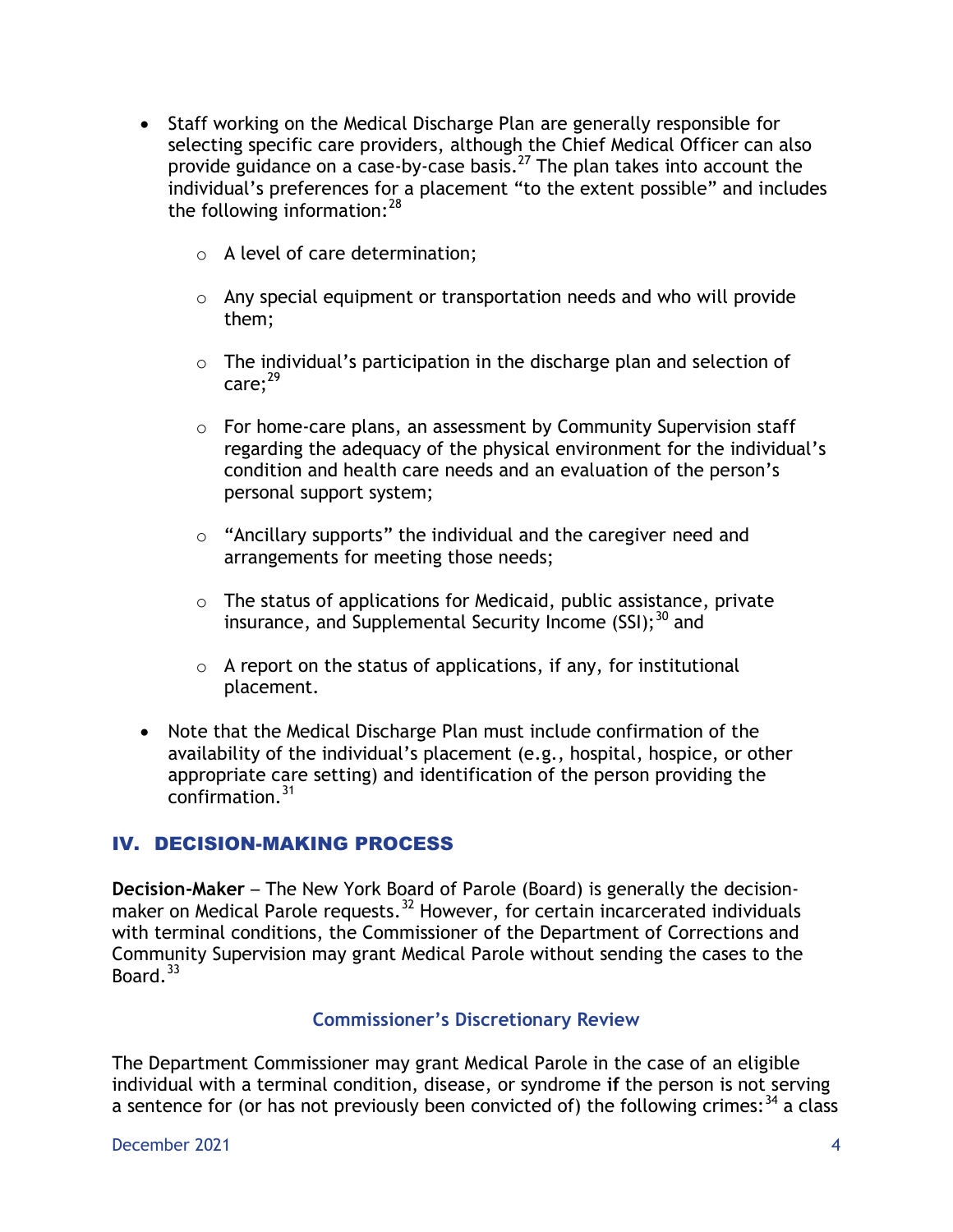- Staff working on the Medical Discharge Plan are generally responsible for selecting specific care providers, although the Chief Medical Officer can also provide guidance on a case-by-case basis.[27] The plan takes into account the individual's preferences for a placement "to the extent possible" and includes the following information:[28]

    - A level of care determination;
    - Any special equipment or transportation needs and who will provide them;
    - The individual's participation in the discharge plan and selection of care;[29]
    - For home-care plans, an assessment by Community Supervision staff regarding the adequacy of the physical environment for the individual's condition and health care needs and an evaluation of the person's personal support system;
    - "Ancillary supports" the individual and the caregiver need and arrangements for meeting those needs;
    - The status of applications for Medicaid, public assistance, private insurance, and Supplemental Security Income (SSI);[30] and
    - A report on the status of applications, if any, for institutional placement.

- Note that the Medical Discharge Plan must include confirmation of the availability of the individual's placement (e.g., hospital, hospice, or other appropriate care setting) and identification of the person providing the confirmation.[31]

## IV. DECISION-MAKING PROCESS

**Decision-Maker** – The New York Board of Parole (Board) is generally the decision-maker on Medical Parole requests.[32] However, for certain incarcerated individuals with terminal conditions, the Commissioner of the Department of Corrections and Community Supervision may grant Medical Parole without sending the cases to the Board.[33]

### Commissioner's Discretionary Review

The Department Commissioner may grant Medical Parole in the case of an eligible individual with a terminal condition, disease, or syndrome **if** the person is not serving a sentence for (or has not previously been convicted of) the following crimes:[34] a class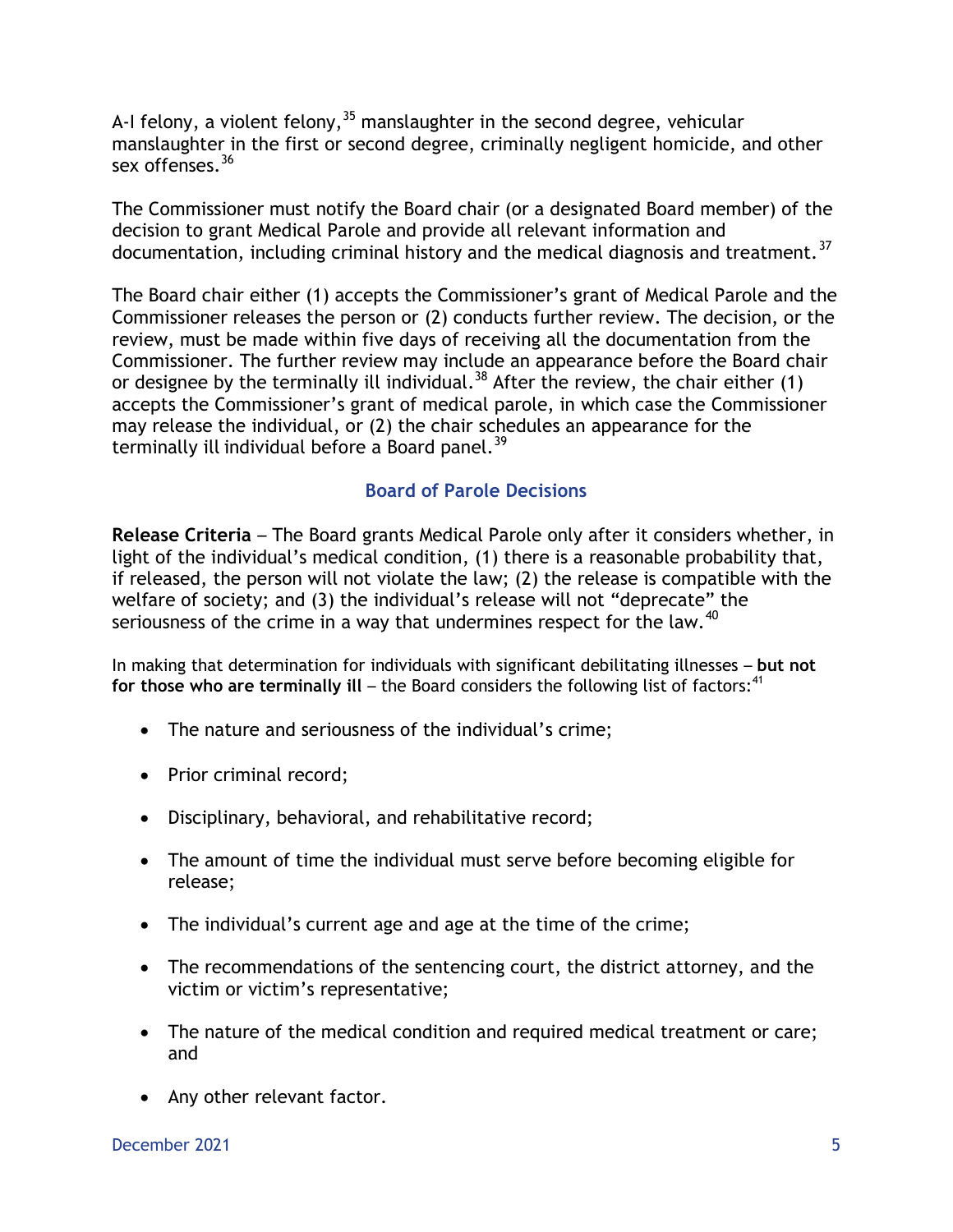A-I felony, a violent felony,[35] manslaughter in the second degree, vehicular manslaughter in the first or second degree, criminally negligent homicide, and other sex offenses.[36]

The Commissioner must notify the Board chair (or a designated Board member) of the decision to grant Medical Parole and provide all relevant information and documentation, including criminal history and the medical diagnosis and treatment.[37]

The Board chair either (1) accepts the Commissioner's grant of Medical Parole and the Commissioner releases the person or (2) conducts further review. The decision, or the review, must be made within five days of receiving all the documentation from the Commissioner. The further review may include an appearance before the Board chair or designee by the terminally ill individual.[38] After the review, the chair either (1) accepts the Commissioner's grant of medical parole, in which case the Commissioner may release the individual, or (2) the chair schedules an appearance for the terminally ill individual before a Board panel.[39]

## Board of Parole Decisions

**Release Criteria** – The Board grants Medical Parole only after it considers whether, in light of the individual's medical condition, (1) there is a reasonable probability that, if released, the person will not violate the law; (2) the release is compatible with the welfare of society; and (3) the individual's release will not "deprecate" the seriousness of the crime in a way that undermines respect for the law.[40]

In making that determination for individuals with significant debilitating illnesses – **but not for those who are terminally ill** – the Board considers the following list of factors:[41]

- The nature and seriousness of the individual's crime;
- Prior criminal record;
- Disciplinary, behavioral, and rehabilitative record;
- The amount of time the individual must serve before becoming eligible for release;
- The individual's current age and age at the time of the crime;
- The recommendations of the sentencing court, the district attorney, and the victim or victim's representative;
- The nature of the medical condition and required medical treatment or care; and
- Any other relevant factor.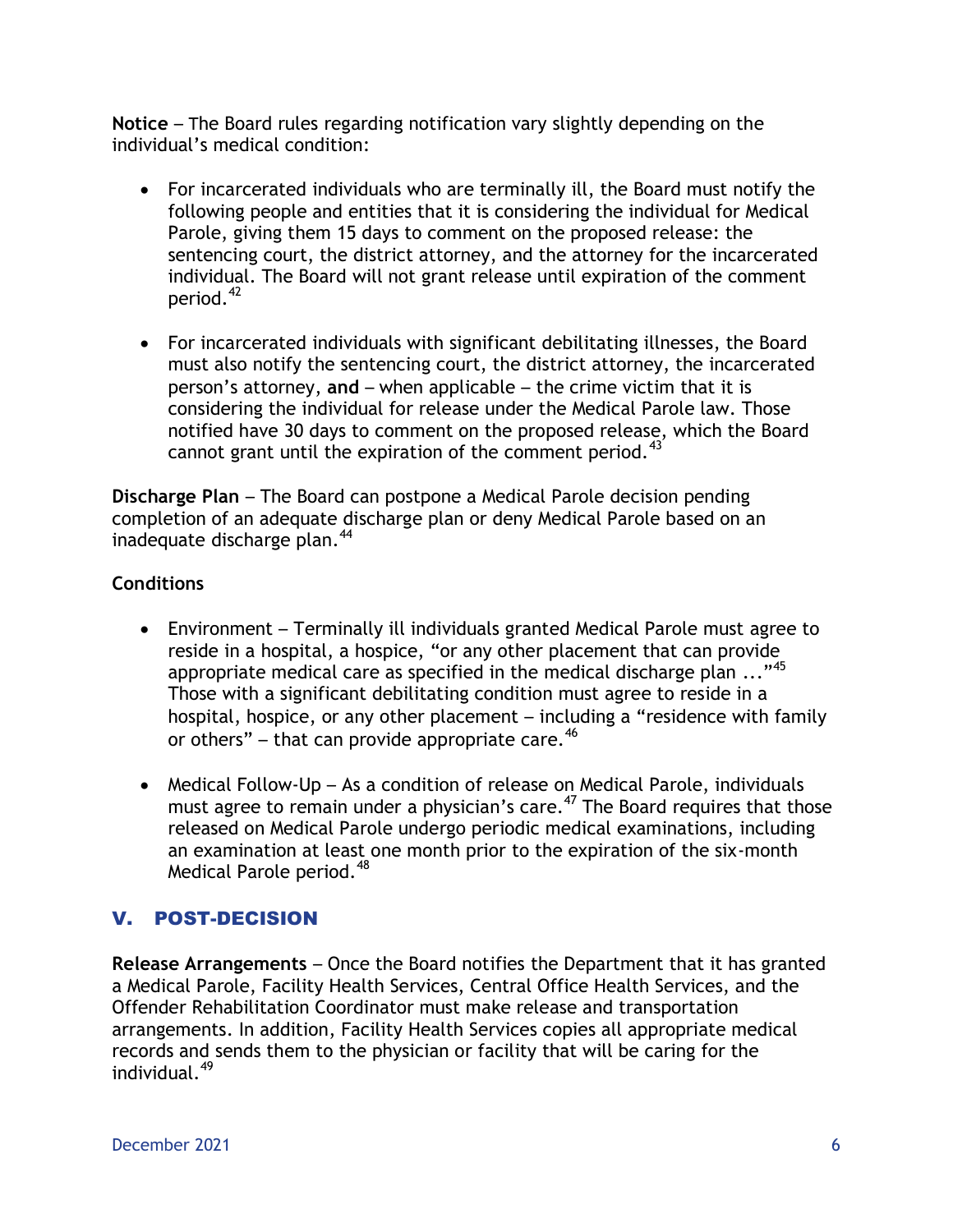**Notice** – The Board rules regarding notification vary slightly depending on the individual's medical condition:

- For incarcerated individuals who are terminally ill, the Board must notify the following people and entities that it is considering the individual for Medical Parole, giving them 15 days to comment on the proposed release: the sentencing court, the district attorney, and the attorney for the incarcerated individual. The Board will not grant release until expiration of the comment period.[42]

- For incarcerated individuals with significant debilitating illnesses, the Board must also notify the sentencing court, the district attorney, the incarcerated person's attorney, **and** – when applicable – the crime victim that it is considering the individual for release under the Medical Parole law. Those notified have 30 days to comment on the proposed release, which the Board cannot grant until the expiration of the comment period.[43]

**Discharge Plan** – The Board can postpone a Medical Parole decision pending completion of an adequate discharge plan or deny Medical Parole based on an inadequate discharge plan.[44]

**Conditions**

- Environment – Terminally ill individuals granted Medical Parole must agree to reside in a hospital, a hospice, "or any other placement that can provide appropriate medical care as specified in the medical discharge plan ..."[45] Those with a significant debilitating condition must agree to reside in a hospital, hospice, or any other placement – including a "residence with family or others" – that can provide appropriate care.[46]

- Medical Follow-Up – As a condition of release on Medical Parole, individuals must agree to remain under a physician's care.[47] The Board requires that those released on Medical Parole undergo periodic medical examinations, including an examination at least one month prior to the expiration of the six-month Medical Parole period.[48]

## V. POST-DECISION

**Release Arrangements** – Once the Board notifies the Department that it has granted a Medical Parole, Facility Health Services, Central Office Health Services, and the Offender Rehabilitation Coordinator must make release and transportation arrangements. In addition, Facility Health Services copies all appropriate medical records and sends them to the physician or facility that will be caring for the individual.[49]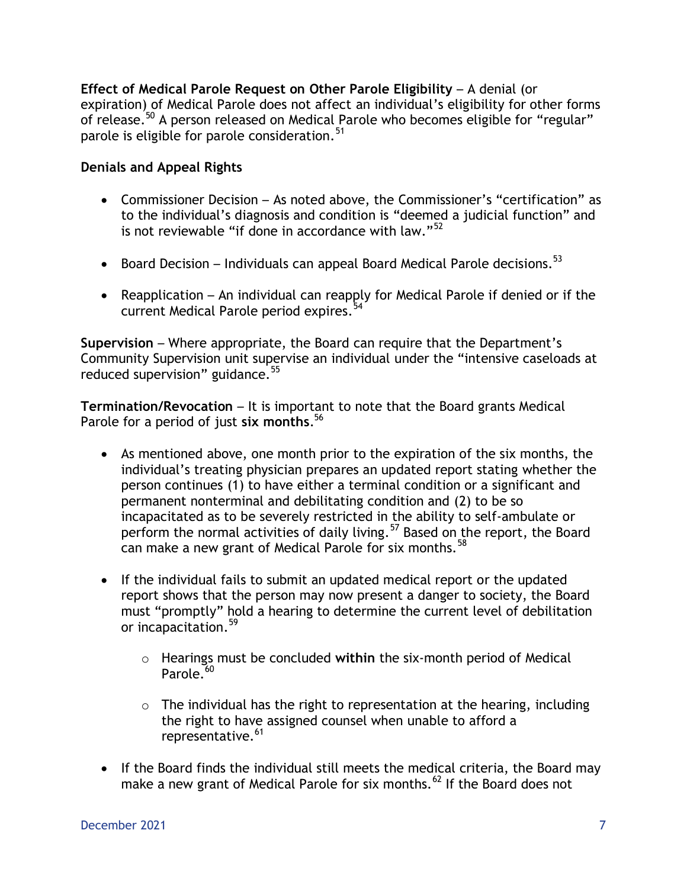**Effect of Medical Parole Request on Other Parole Eligibility** – A denial (or expiration) of Medical Parole does not affect an individual's eligibility for other forms of release.[50] A person released on Medical Parole who becomes eligible for "regular" parole is eligible for parole consideration.[51]

**Denials and Appeal Rights**

- Commissioner Decision – As noted above, the Commissioner's "certification" as to the individual's diagnosis and condition is "deemed a judicial function" and is not reviewable "if done in accordance with law."[52]
- Board Decision – Individuals can appeal Board Medical Parole decisions.[53]
- Reapplication – An individual can reapply for Medical Parole if denied or if the current Medical Parole period expires.[54]

**Supervision** – Where appropriate, the Board can require that the Department's Community Supervision unit supervise an individual under the "intensive caseloads at reduced supervision" guidance.[55]

**Termination/Revocation** – It is important to note that the Board grants Medical Parole for a period of just **six months**.[56]

- As mentioned above, one month prior to the expiration of the six months, the individual's treating physician prepares an updated report stating whether the person continues (1) to have either a terminal condition or a significant and permanent nonterminal and debilitating condition and (2) to be so incapacitated as to be severely restricted in the ability to self-ambulate or perform the normal activities of daily living.[57] Based on the report, the Board can make a new grant of Medical Parole for six months.[58]
- If the individual fails to submit an updated medical report or the updated report shows that the person may now present a danger to society, the Board must "promptly" hold a hearing to determine the current level of debilitation or incapacitation.[59]
  - Hearings must be concluded **within** the six-month period of Medical Parole.[60]
  - The individual has the right to representation at the hearing, including the right to have assigned counsel when unable to afford a representative.[61]
- If the Board finds the individual still meets the medical criteria, the Board may make a new grant of Medical Parole for six months.[62] If the Board does not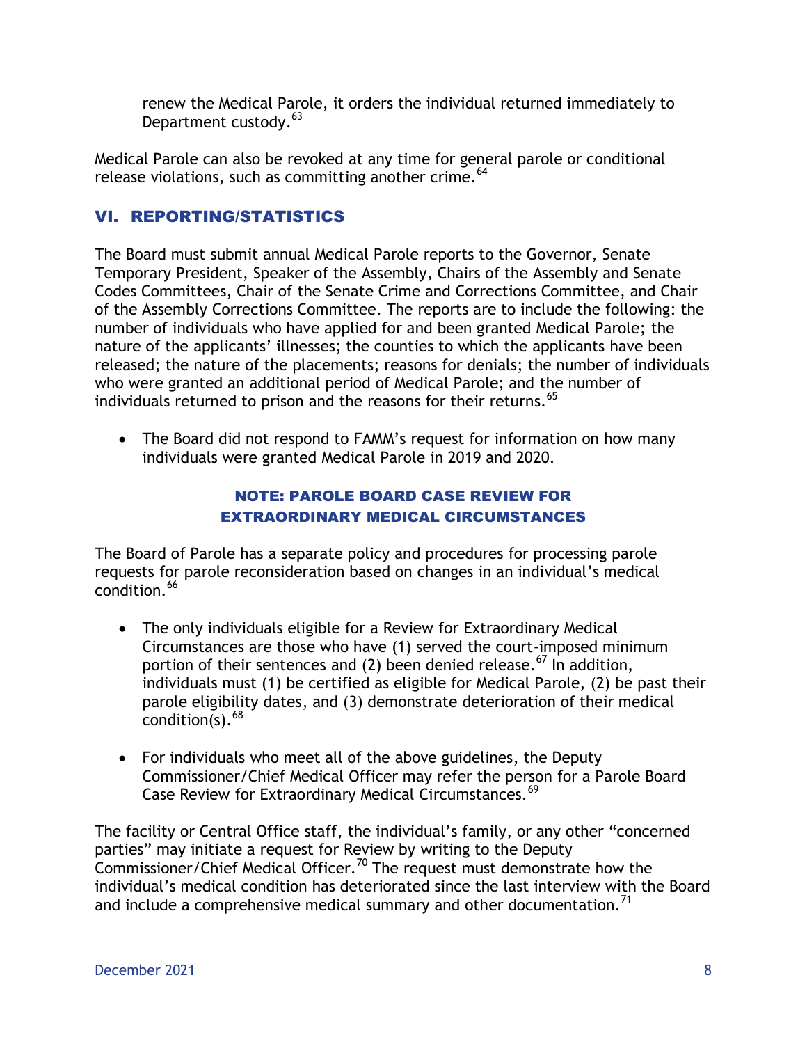renew the Medical Parole, it orders the individual returned immediately to Department custody.[63]

Medical Parole can also be revoked at any time for general parole or conditional release violations, such as committing another crime.[64]

## VI. REPORTING/STATISTICS

The Board must submit annual Medical Parole reports to the Governor, Senate Temporary President, Speaker of the Assembly, Chairs of the Assembly and Senate Codes Committees, Chair of the Senate Crime and Corrections Committee, and Chair of the Assembly Corrections Committee. The reports are to include the following: the number of individuals who have applied for and been granted Medical Parole; the nature of the applicants' illnesses; the counties to which the applicants have been released; the nature of the placements; reasons for denials; the number of individuals who were granted an additional period of Medical Parole; and the number of individuals returned to prison and the reasons for their returns.[65]

- The Board did not respond to FAMM's request for information on how many individuals were granted Medical Parole in 2019 and 2020.

### NOTE: PAROLE BOARD CASE REVIEW FOR EXTRAORDINARY MEDICAL CIRCUMSTANCES

The Board of Parole has a separate policy and procedures for processing parole requests for parole reconsideration based on changes in an individual's medical condition.[66]

- The only individuals eligible for a Review for Extraordinary Medical Circumstances are those who have (1) served the court-imposed minimum portion of their sentences and (2) been denied release.[67] In addition, individuals must (1) be certified as eligible for Medical Parole, (2) be past their parole eligibility dates, and (3) demonstrate deterioration of their medical condition(s).[68]

- For individuals who meet all of the above guidelines, the Deputy Commissioner/Chief Medical Officer may refer the person for a Parole Board Case Review for Extraordinary Medical Circumstances.[69]

The facility or Central Office staff, the individual's family, or any other "concerned parties" may initiate a request for Review by writing to the Deputy Commissioner/Chief Medical Officer.[70] The request must demonstrate how the individual's medical condition has deteriorated since the last interview with the Board and include a comprehensive medical summary and other documentation.[71]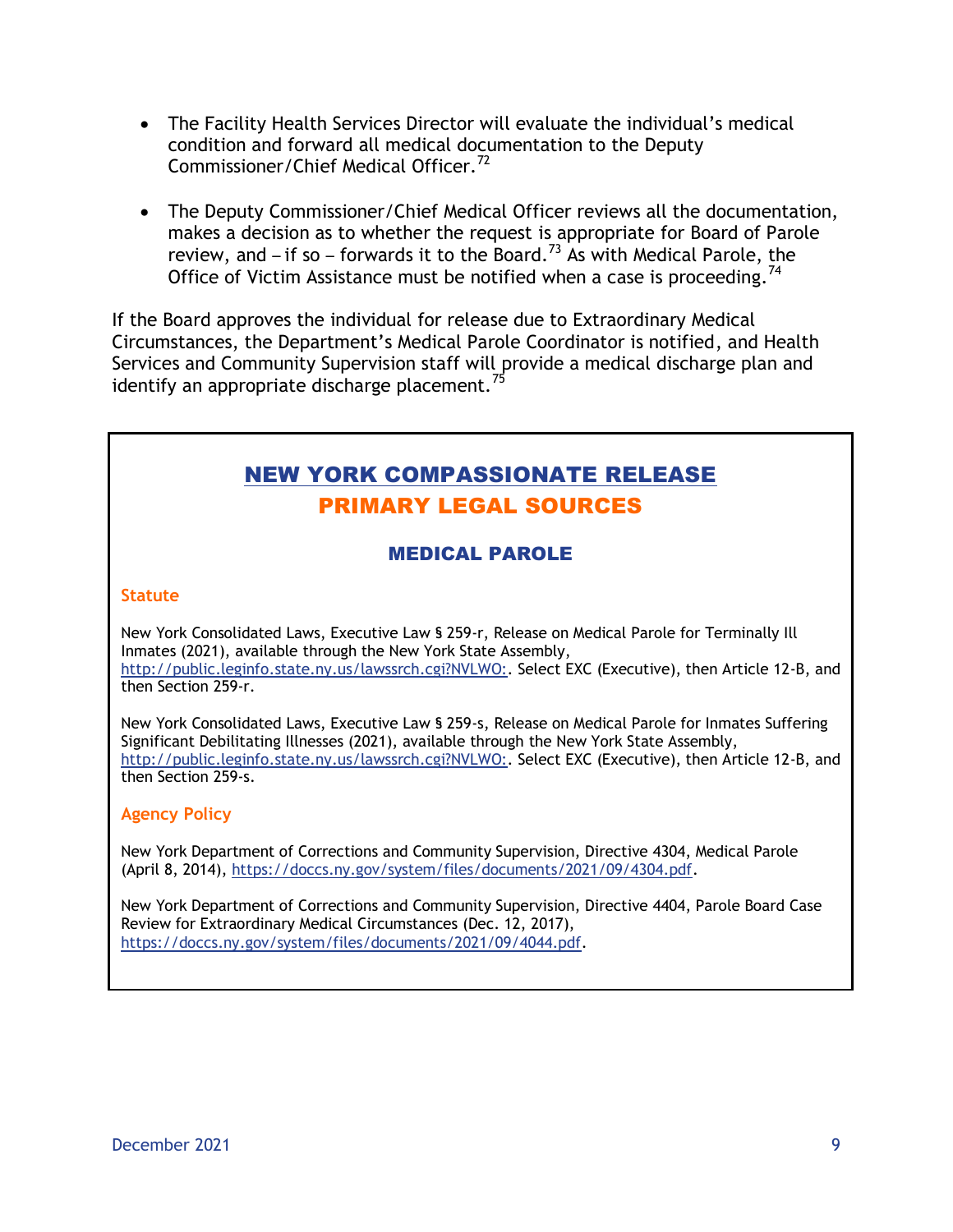- The Facility Health Services Director will evaluate the individual's medical condition and forward all medical documentation to the Deputy Commissioner/Chief Medical Officer.[72]

- The Deputy Commissioner/Chief Medical Officer reviews all the documentation, makes a decision as to whether the request is appropriate for Board of Parole review, and – if so – forwards it to the Board.[73] As with Medical Parole, the Office of Victim Assistance must be notified when a case is proceeding.[74]

If the Board approves the individual for release due to Extraordinary Medical Circumstances, the Department's Medical Parole Coordinator is notified, and Health Services and Community Supervision staff will provide a medical discharge plan and identify an appropriate discharge placement.[75]

## NEW YORK COMPASSIONATE RELEASE

## PRIMARY LEGAL SOURCES

### MEDICAL PAROLE

#### Statute

New York Consolidated Laws, Executive Law § 259-r, Release on Medical Parole for Terminally Ill Inmates (2021), available through the New York State Assembly, http://public.leginfo.state.ny.us/lawssrch.cgi?NVLWO:. Select EXC (Executive), then Article 12-B, and then Section 259-r.

New York Consolidated Laws, Executive Law § 259-s, Release on Medical Parole for Inmates Suffering Significant Debilitating Illnesses (2021), available through the New York State Assembly, http://public.leginfo.state.ny.us/lawssrch.cgi?NVLWO:. Select EXC (Executive), then Article 12-B, and then Section 259-s.

#### Agency Policy

New York Department of Corrections and Community Supervision, Directive 4304, Medical Parole (April 8, 2014), https://doccs.ny.gov/system/files/documents/2021/09/4304.pdf.

New York Department of Corrections and Community Supervision, Directive 4404, Parole Board Case Review for Extraordinary Medical Circumstances (Dec. 12, 2017), https://doccs.ny.gov/system/files/documents/2021/09/4044.pdf.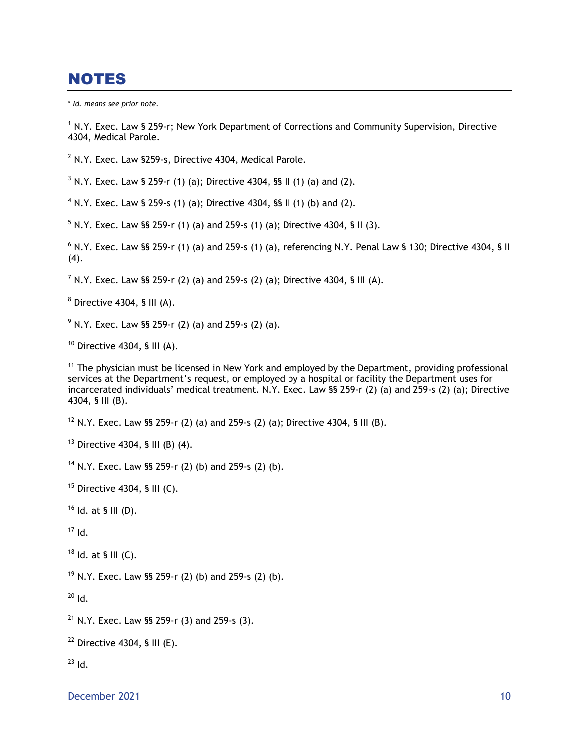## NOTES

\* *Id. means see prior note.*

[1] N.Y. Exec. Law § 259-r; New York Department of Corrections and Community Supervision, Directive 4304, Medical Parole.

[2] N.Y. Exec. Law §259-s, Directive 4304, Medical Parole.

[3] N.Y. Exec. Law § 259-r (1) (a); Directive 4304, §§ II (1) (a) and (2).

[4] N.Y. Exec. Law § 259-s (1) (a); Directive 4304, §§ II (1) (b) and (2).

[5] N.Y. Exec. Law §§ 259-r (1) (a) and 259-s (1) (a); Directive 4304, § II (3).

[6] N.Y. Exec. Law §§ 259-r (1) (a) and 259-s (1) (a), referencing N.Y. Penal Law § 130; Directive 4304, § II (4).

[7] N.Y. Exec. Law §§ 259-r (2) (a) and 259-s (2) (a); Directive 4304, § III (A).

[8] Directive 4304, § III (A).

[9] N.Y. Exec. Law §§ 259-r (2) (a) and 259-s (2) (a).

[10] Directive 4304, § III (A).

[11] The physician must be licensed in New York and employed by the Department, providing professional services at the Department's request, or employed by a hospital or facility the Department uses for incarcerated individuals' medical treatment. N.Y. Exec. Law §§ 259-r (2) (a) and 259-s (2) (a); Directive 4304, § III (B).

[12] N.Y. Exec. Law §§ 259-r (2) (a) and 259-s (2) (a); Directive 4304, § III (B).

[13] Directive 4304, § III (B) (4).

[14] N.Y. Exec. Law §§ 259-r (2) (b) and 259-s (2) (b).

[15] Directive 4304, § III (C).

[16] Id. at § III (D).

[17] Id.

[18] Id. at § III (C).

[19] N.Y. Exec. Law §§ 259-r (2) (b) and 259-s (2) (b).

[20] Id.

[21] N.Y. Exec. Law §§ 259-r (3) and 259-s (3).

[22] Directive 4304, § III (E).

[23] Id.

December 2021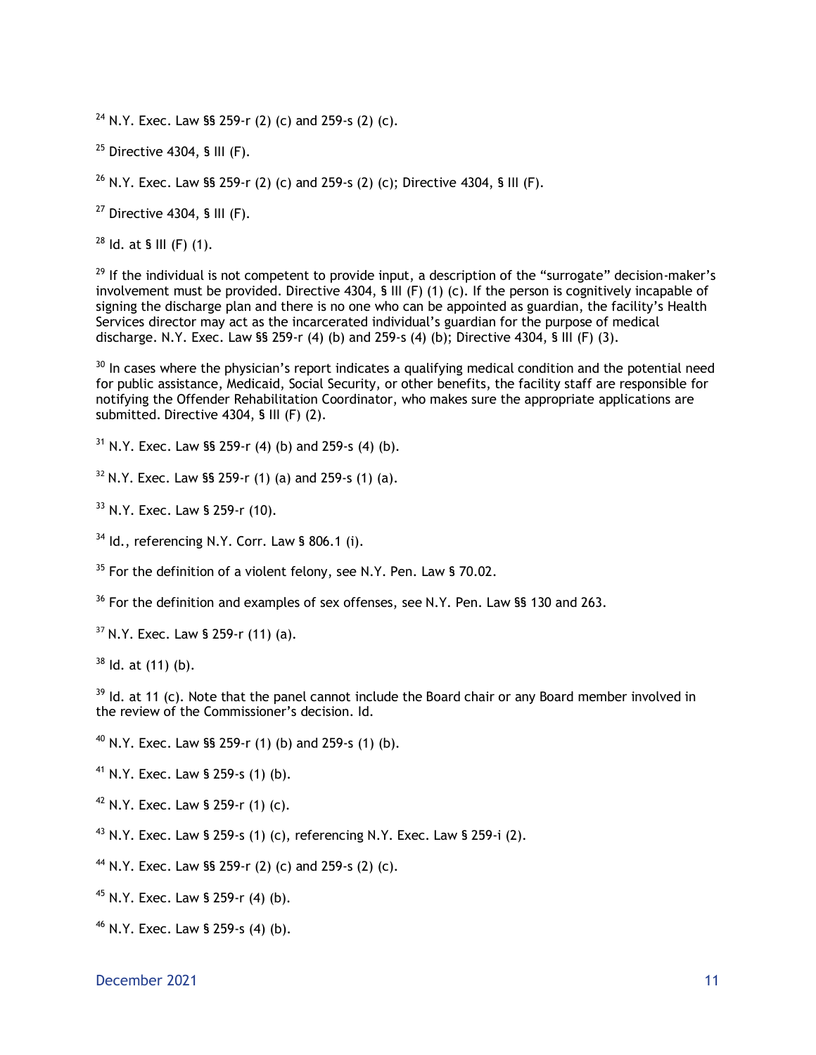[24] N.Y. Exec. Law §§ 259-r (2) (c) and 259-s (2) (c).

[25] Directive 4304, § III (F).

[26] N.Y. Exec. Law §§ 259-r (2) (c) and 259-s (2) (c); Directive 4304, § III (F).

[27] Directive 4304, § III (F).

[28] Id. at § III (F) (1).

[29] If the individual is not competent to provide input, a description of the "surrogate" decision-maker's involvement must be provided. Directive 4304, § III (F) (1) (c). If the person is cognitively incapable of signing the discharge plan and there is no one who can be appointed as guardian, the facility's Health Services director may act as the incarcerated individual's guardian for the purpose of medical discharge. N.Y. Exec. Law §§ 259-r (4) (b) and 259-s (4) (b); Directive 4304, § III (F) (3).

[30] In cases where the physician's report indicates a qualifying medical condition and the potential need for public assistance, Medicaid, Social Security, or other benefits, the facility staff are responsible for notifying the Offender Rehabilitation Coordinator, who makes sure the appropriate applications are submitted. Directive 4304, § III (F) (2).

[31] N.Y. Exec. Law §§ 259-r (4) (b) and 259-s (4) (b).

[32] N.Y. Exec. Law §§ 259-r (1) (a) and 259-s (1) (a).

[33] N.Y. Exec. Law § 259-r (10).

[34] Id., referencing N.Y. Corr. Law § 806.1 (i).

[35] For the definition of a violent felony, see N.Y. Pen. Law § 70.02.

[36] For the definition and examples of sex offenses, see N.Y. Pen. Law §§ 130 and 263.

[37] N.Y. Exec. Law § 259-r (11) (a).

[38] Id. at (11) (b).

[39] Id. at 11 (c). Note that the panel cannot include the Board chair or any Board member involved in the review of the Commissioner's decision. Id.

[40] N.Y. Exec. Law §§ 259-r (1) (b) and 259-s (1) (b).

[41] N.Y. Exec. Law § 259-s (1) (b).

[42] N.Y. Exec. Law § 259-r (1) (c).

[43] N.Y. Exec. Law § 259-s (1) (c), referencing N.Y. Exec. Law § 259-i (2).

[44] N.Y. Exec. Law §§ 259-r (2) (c) and 259-s (2) (c).

[45] N.Y. Exec. Law § 259-r (4) (b).

[46] N.Y. Exec. Law § 259-s (4) (b).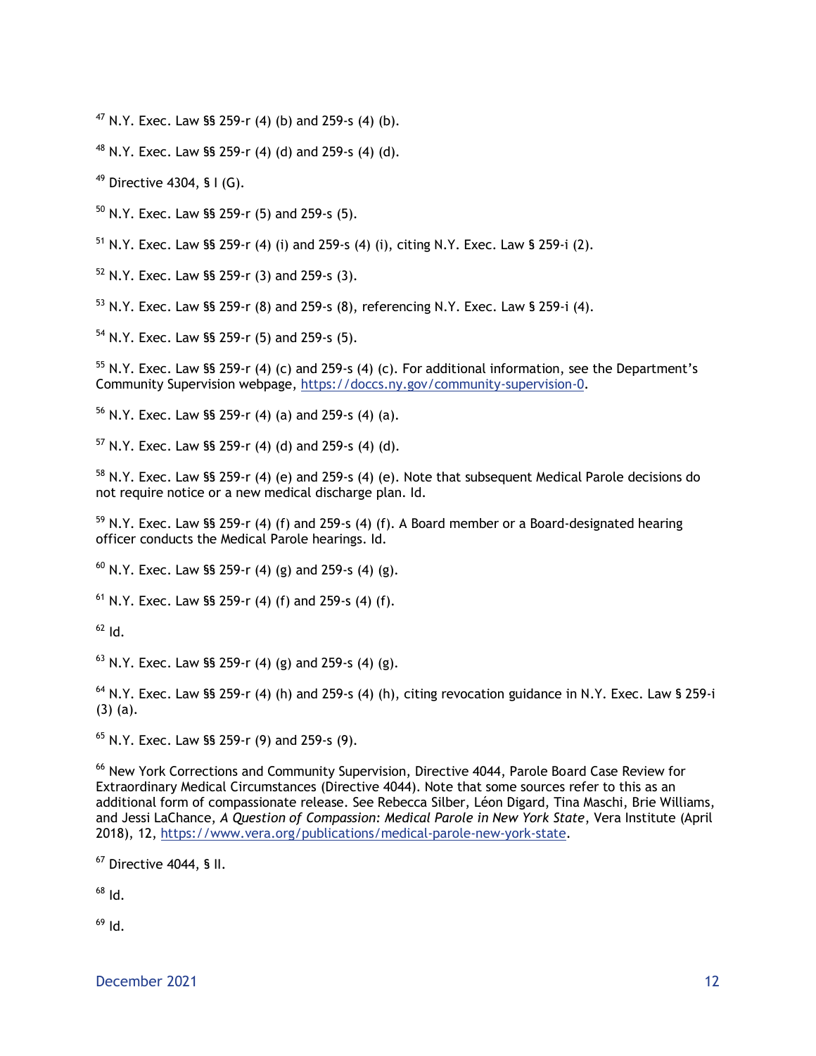[47] N.Y. Exec. Law §§ 259-r (4) (b) and 259-s (4) (b).

[48] N.Y. Exec. Law §§ 259-r (4) (d) and 259-s (4) (d).

[49] Directive 4304, § I (G).

[50] N.Y. Exec. Law §§ 259-r (5) and 259-s (5).

[51] N.Y. Exec. Law §§ 259-r (4) (i) and 259-s (4) (i), citing N.Y. Exec. Law § 259-i (2).

[52] N.Y. Exec. Law §§ 259-r (3) and 259-s (3).

[53] N.Y. Exec. Law §§ 259-r (8) and 259-s (8), referencing N.Y. Exec. Law § 259-i (4).

[54] N.Y. Exec. Law §§ 259-r (5) and 259-s (5).

[55] N.Y. Exec. Law §§ 259-r (4) (c) and 259-s (4) (c). For additional information, see the Department's Community Supervision webpage, https://doccs.ny.gov/community-supervision-0.

[56] N.Y. Exec. Law §§ 259-r (4) (a) and 259-s (4) (a).

[57] N.Y. Exec. Law §§ 259-r (4) (d) and 259-s (4) (d).

[58] N.Y. Exec. Law §§ 259-r (4) (e) and 259-s (4) (e). Note that subsequent Medical Parole decisions do not require notice or a new medical discharge plan. Id.

[59] N.Y. Exec. Law §§ 259-r (4) (f) and 259-s (4) (f). A Board member or a Board-designated hearing officer conducts the Medical Parole hearings. Id.

[60] N.Y. Exec. Law §§ 259-r (4) (g) and 259-s (4) (g).

[61] N.Y. Exec. Law §§ 259-r (4) (f) and 259-s (4) (f).

[62] Id.

[63] N.Y. Exec. Law §§ 259-r (4) (g) and 259-s (4) (g).

[64] N.Y. Exec. Law §§ 259-r (4) (h) and 259-s (4) (h), citing revocation guidance in N.Y. Exec. Law § 259-i (3) (a).

[65] N.Y. Exec. Law §§ 259-r (9) and 259-s (9).

[66] New York Corrections and Community Supervision, Directive 4044, Parole Board Case Review for Extraordinary Medical Circumstances (Directive 4044). Note that some sources refer to this as an additional form of compassionate release. See Rebecca Silber, Léon Digard, Tina Maschi, Brie Williams, and Jessi LaChance, *A Question of Compassion: Medical Parole in New York State*, Vera Institute (April 2018), 12, https://www.vera.org/publications/medical-parole-new-york-state.

[67] Directive 4044, § II.

[68] Id.

[69] Id.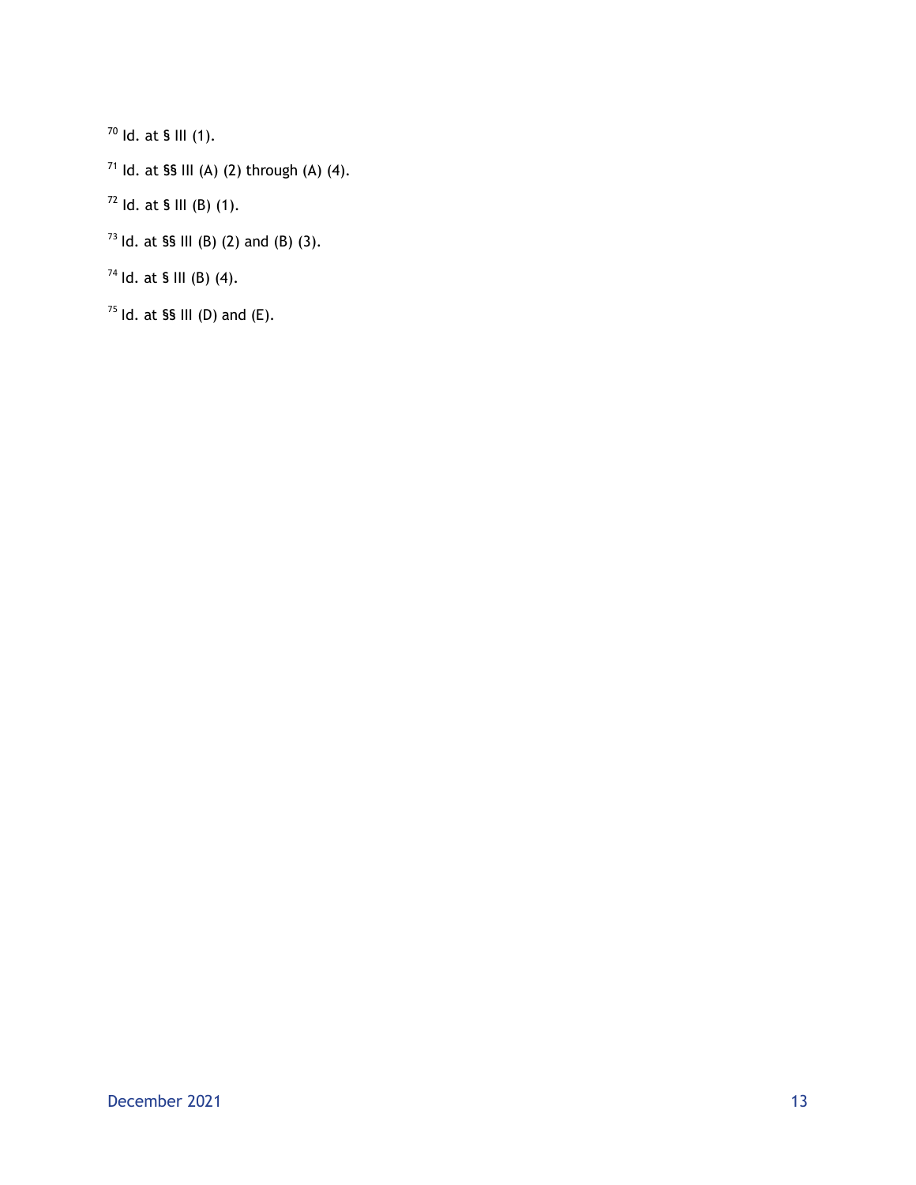[70] Id. at § III (1).

[71] Id. at §§ III (A) (2) through (A) (4).

[72] Id. at § III (B) (1).

[73] Id. at §§ III (B) (2) and (B) (3).

[74] Id. at § III (B) (4).

[75] Id. at §§ III (D) and (E).